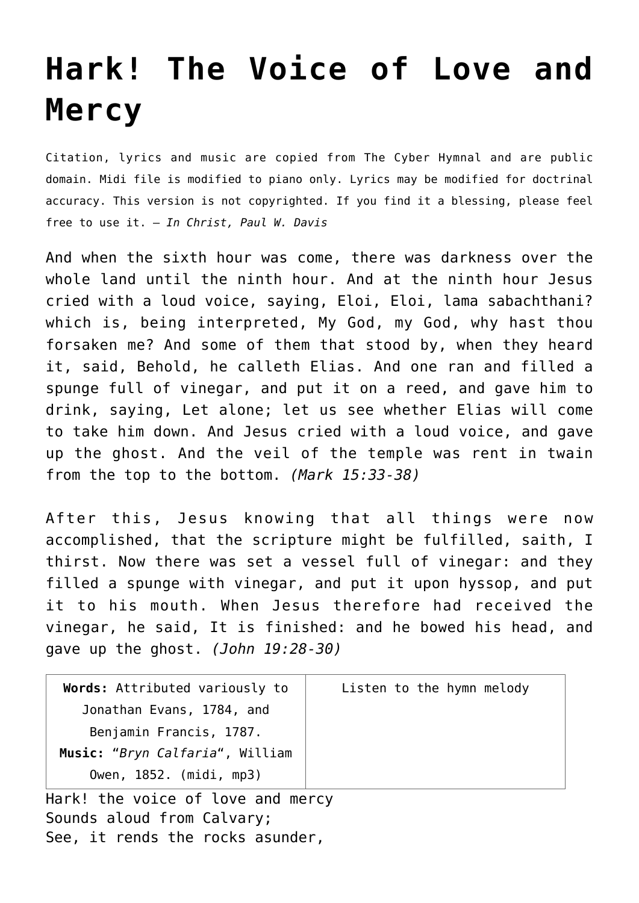# Hark! The Voice of Love and Mercy

Citation, lyrics and music are copied from The Cyber Hymnal and are public domain. Midi file is modified to piano only. Lyrics may be modified for doctrinal accuracy. This version is not copyrighted. If you find it a blessing, please feel free to use it. – *In Christ, Paul W. Davis*

And when the sixth hour was come, there was darkness over the whole land until the ninth hour. And at the ninth hour Jesus cried with a loud voice, saying, Eloi, Eloi, lama sabachthani? which is, being interpreted, My God, my God, why hast thou forsaken me? And some of them that stood by, when they heard it, said, Behold, he calleth Elias. And one ran and filled a spunge full of vinegar, and put it on a reed, and gave him to drink, saying, Let alone; let us see whether Elias will come to take him down. And Jesus cried with a loud voice, and gave up the ghost. And the veil of the temple was rent in twain from the top to the bottom. *(Mark 15:33-38)*

After this, Jesus knowing that all things were now accomplished, that the scripture might be fulfilled, saith, I thirst. Now there was set a vessel full of vinegar: and they filled a spunge with vinegar, and put it upon hyssop, and put it to his mouth. When Jesus therefore had received the vinegar, he said, It is finished: and he bowed his head, and gave up the ghost. *(John 19:28-30)*

| **Words:** Attributed variously to Jonathan Evans, 1784, and Benjamin Francis, 1787. **Music:** "*Bryn Calfaria*", William Owen, 1852. (midi, mp3) | Listen to the hymn melody |
|---|---|

Hark! the voice of love and mercy
Sounds aloud from Calvary;
See, it rends the rocks asunder,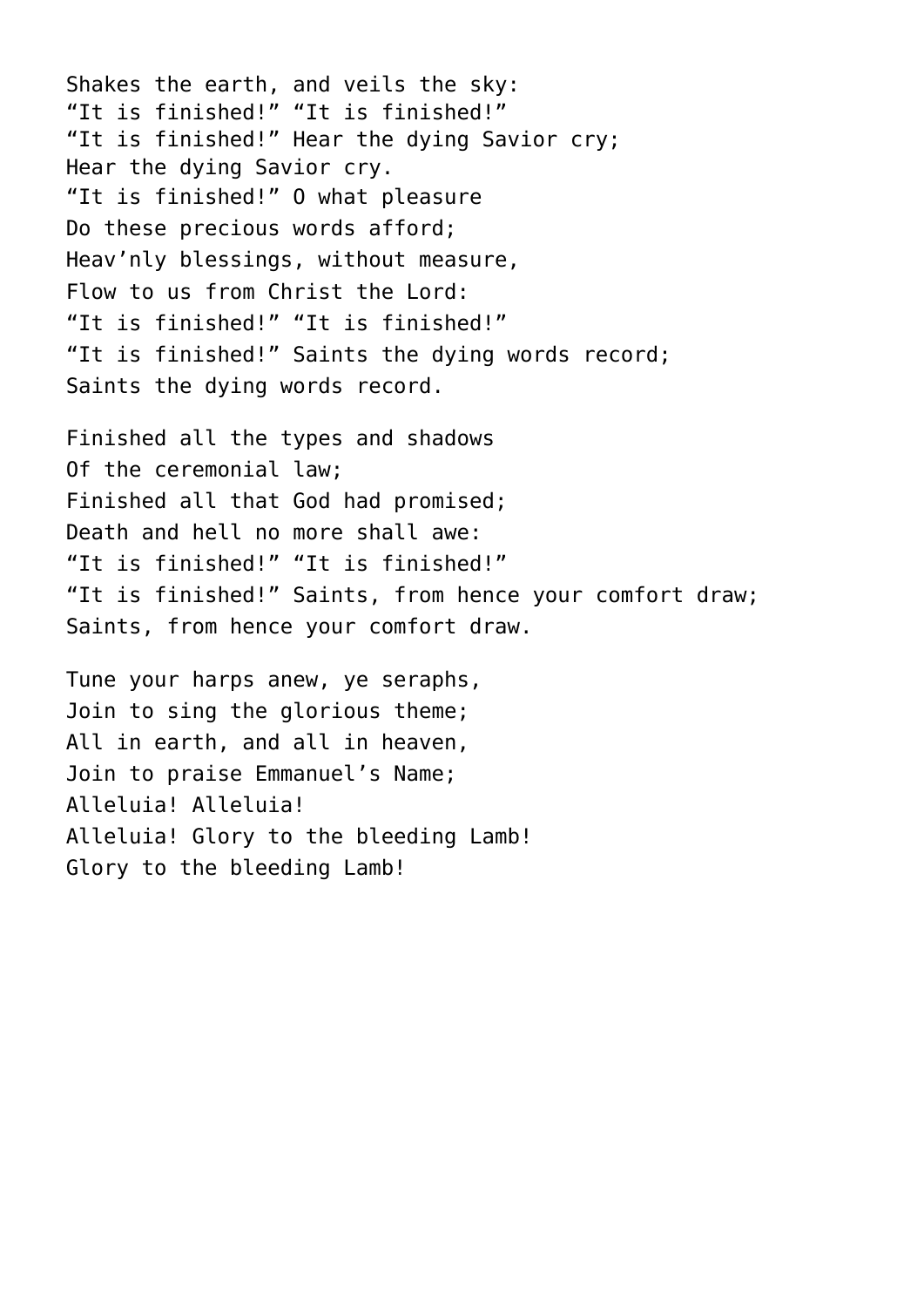Shakes the earth, and veils the sky:
“It is finished!” “It is finished!”
“It is finished!” Hear the dying Savior cry;
Hear the dying Savior cry.
“It is finished!” O what pleasure
Do these precious words afford;
Heav’nly blessings, without measure,
Flow to us from Christ the Lord:
“It is finished!” “It is finished!”
“It is finished!” Saints the dying words record;
Saints the dying words record.

Finished all the types and shadows
Of the ceremonial law;
Finished all that God had promised;
Death and hell no more shall awe:
“It is finished!” “It is finished!”
“It is finished!” Saints, from hence your comfort draw;
Saints, from hence your comfort draw.

Tune your harps anew, ye seraphs,
Join to sing the glorious theme;
All in earth, and all in heaven,
Join to praise Emmanuel’s Name;
Alleluia! Alleluia!
Alleluia! Glory to the bleeding Lamb!
Glory to the bleeding Lamb!